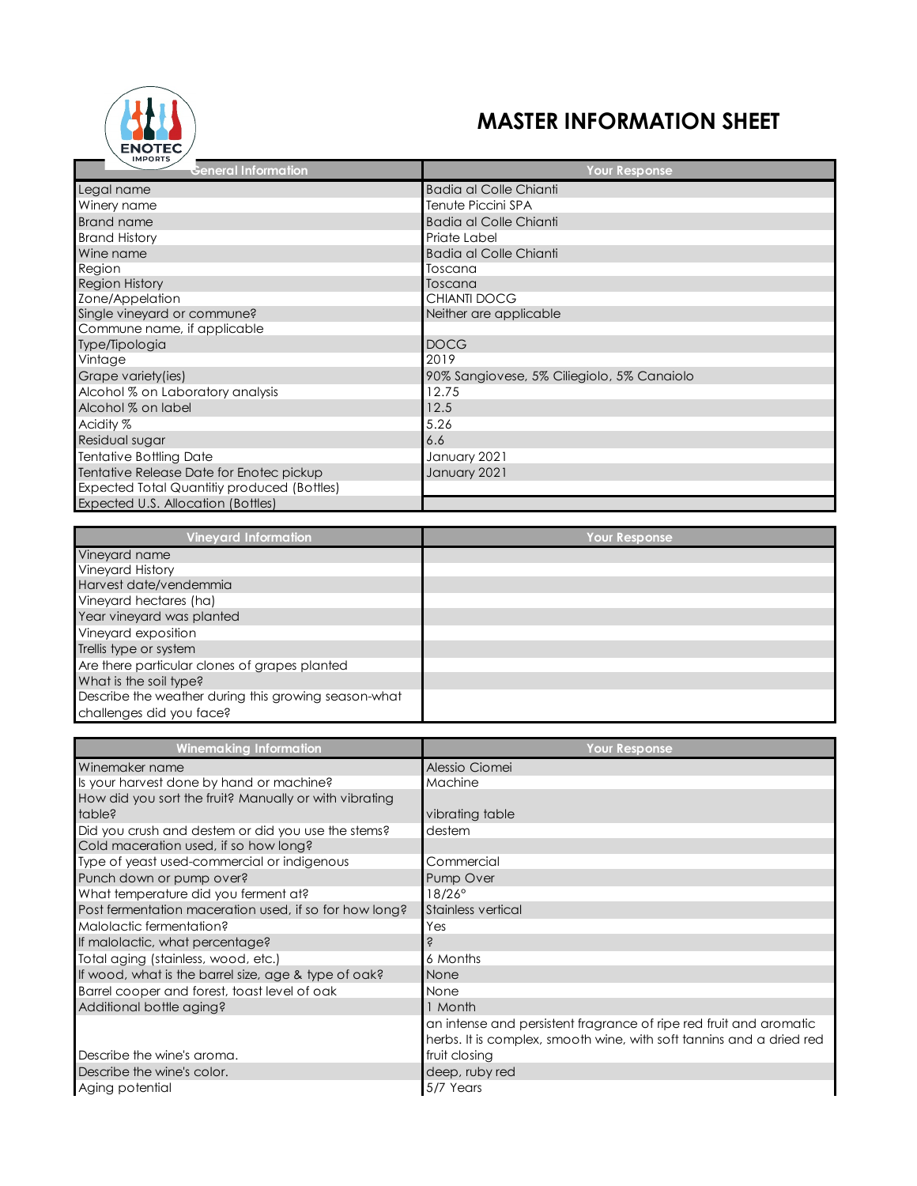# MASTER INFORMATION SHEET

| General Information | Your Response |
|---|---|
| Legal name | Badia al Colle Chianti |
| Winery name | Tenute Piccini SPA |
| Brand name | Badia al Colle Chianti |
| Brand History | Priate Label |
| Wine name | Badia al Colle Chianti |
| Region | Toscana |
| Region History | Toscana |
| Zone/Appelation | CHIANTI DOCG |
| Single vineyard or commune? | Neither are applicable |
| Commune name, if applicable | |
| Type/Tipologia | DOCG |
| Vintage | 2019 |
| Grape variety(ies) | 90% Sangiovese, 5% Ciliegiolo, 5% Canaiolo |
| Alcohol % on Laboratory analysis | 12.75 |
| Alcohol % on label | 12.5 |
| Acidity % | 5.26 |
| Residual sugar | 6.6 |
| Tentative Bottling Date | January 2021 |
| Tentative Release Date for Enotec pickup | January 2021 |
| Expected Total Quantitiy produced (Bottles) | |
| Expected U.S. Allocation (Bottles) | |

| Vineyard Information | Your Response |
|---|---|
| Vineyard name | |
| Vineyard History | |
| Harvest date/vendemmia | |
| Vineyard hectares (ha) | |
| Year vineyard was planted | |
| Vineyard exposition | |
| Trellis type or system | |
| Are there particular clones of grapes planted | |
| What is the soil type? | |
| Describe the weather during this growing season-what challenges did you face? | |

| Winemaking Information | Your Response |
|---|---|
| Winemaker name | Alessio Ciomei |
| Is your harvest done by hand or machine? | Machine |
| How did you sort the fruit? Manually or with vibrating table? | vibrating table |
| Did you crush and destem or did you use the stems? | destem |
| Cold maceration used, if so how long? | |
| Type of yeast used-commercial or indigenous | Commercial |
| Punch down or pump over? | Pump Over |
| What temperature did you ferment at? | 18/26° |
| Post fermentation maceration used, if so for how long? | Stainless vertical |
| Malolactic fermentation? | Yes |
| If malolactic, what percentage? | ? |
| Total aging (stainless, wood, etc.) | 6 Months |
| If wood, what is the barrel size, age & type of oak? | None |
| Barrel cooper and forest, toast level of oak | None |
| Additional bottle aging? | 1 Month |
| Describe the wine's aroma. | an intense and persistent fragrance of ripe red fruit and aromatic herbs. It is complex, smooth wine, with soft tannins and a dried red fruit closing |
| Describe the wine's color. | deep, ruby red |
| Aging potential | 5/7 Years |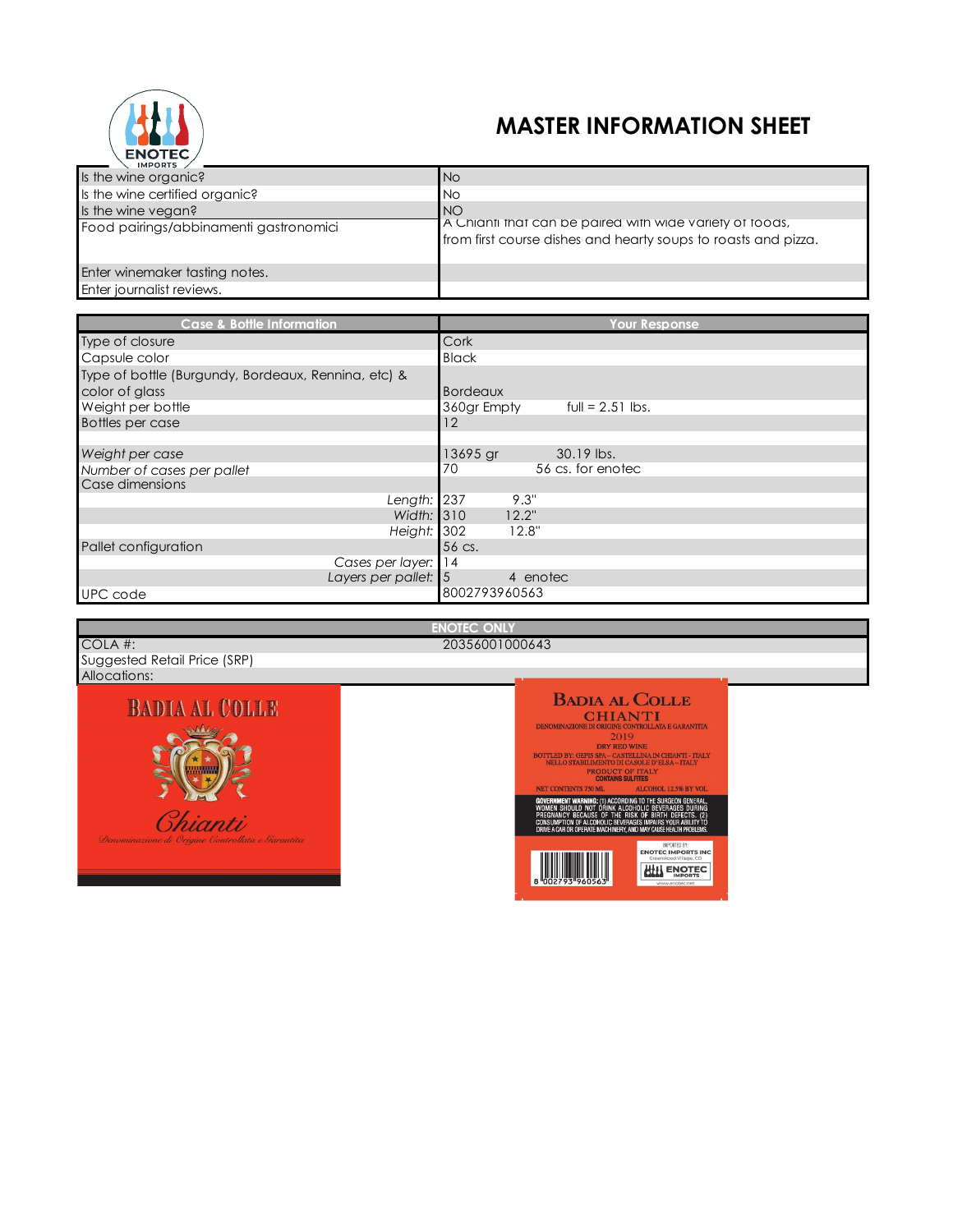# MASTER INFORMATION SHEET

| | |
|---|---|
| Is the wine organic? | No |
| Is the wine certified organic? | No |
| Is the wine vegan? | NO |
| Food pairings/abbinamenti gastronomici | A Chianti that can be paired with wide variety of foods, from first course dishes and hearty soups to roasts and pizza. |
| Enter winemaker tasting notes. | |
| Enter journalist reviews. | |

| Case & Bottle Information | Your Response |
|---|---|
| Type of closure | Cork |
| Capsule color | Black |
| Type of bottle (Burgundy, Bordeaux, Rennina, etc) & color of glass | Bordeaux |
| Weight per bottle | 360gr Empty full = 2.51 lbs. |
| Bottles per case | 12 |
| *Weight per case* | 13695 gr 30.19 lbs. |
| *Number of cases per pallet* | 70 56 cs. for enotec |
| Case dimensions | |
| *Length:* | 237 9.3" |
| *Width:* | 310 12.2" |
| *Height:* | 302 12.8" |
| Pallet configuration | 56 cs. |
| *Cases per layer:* | 14 |
| *Layers per pallet:* | 5 4 enotec |
| UPC code | 8002793960563 |

| ENOTEC ONLY | |
|---|---|
| COLA #: | 20356001000643 |
| Suggested Retail Price (SRP) | |
| Allocations: | |

BADIA AL COLLE

Chianti

Denominazione di Origine Controllata e Garantita

BADIA AL COLLE
CHIANTI
DENOMINAZIONE DI ORIGINE CONTROLLATA E GARANTITA
2019
DRY RED WINE
BOTTLED BY: GEPIS SPA – CASTELLINA IN CHIANTI - ITALY
NELLO STABILIMENTO DI CASOLE D'ELSA – ITALY
PRODUCT OF ITALY
CONTAINS SULFITES
NET CONTENTS 750 ML ALCOHOL 12.5% BY VOL.

GOVERNMENT WARNING: (1) ACCORDING TO THE SURGEON GENERAL, WOMEN SHOULD NOT DRINK ALCOHOLIC BEVERAGES DURING PREGNANCY BECAUSE OF THE RISK OF BIRTH DEFECTS. (2) CONSUMPTION OF ALCOHOLIC BEVERAGES IMPAIRS YOUR ABILITY TO DRIVE A CAR OR OPERATE MACHINERY, AND MAY CAUSE HEALTH PROBLEMS.

IMPORTED BY:
ENOTEC IMPORTS INC
Greenwood Village, CO
ENOTEC IMPORTS
www.enotec.net

8 002793 960563